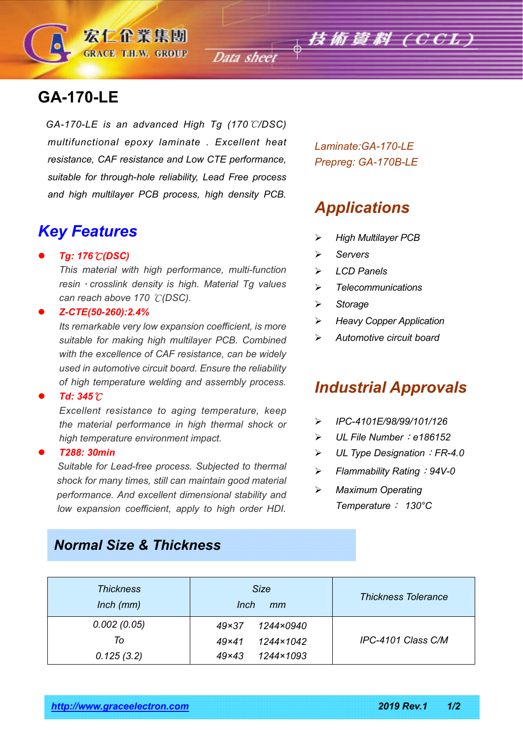# GA-170-LE

*GA-170-LE is an advanced High Tg (170℃/DSC) multifunctional epoxy laminate . Excellent heat resistance, CAF resistance and Low CTE performance, suitable for through-hole reliability, Lead Free process and high multilayer PCB process, high density PCB.*

*Laminate:GA-170-LE*
*Prepreg: GA-170B-LE*

## Key Features

- ***Tg: 176℃(DSC)***
  *This material with high performance, multi-function resin，crosslink density is high. Material Tg values can reach above 170 ℃(DSC).*
- ***Z-CTE(50-260):2.4%***
  *Its remarkable very low expansion coefficient, is more suitable for making high multilayer PCB. Combined with the excellence of CAF resistance, can be widely used in automotive circuit board. Ensure the reliability of high temperature welding and assembly process.*
- ***Td: 345℃***
  *Excellent resistance to aging temperature, keep the material performance in high thermal shock or high temperature environment impact.*
- ***T288: 30min***
  *Suitable for Lead-free process. Subjected to thermal shock for many times, still can maintain good material performance. And excellent dimensional stability and low expansion coefficient, apply to high order HDI.*

## Applications

- *High Multilayer PCB*
- *Servers*
- *LCD Panels*
- *Telecommunications*
- *Storage*
- *Heavy Copper Application*
- *Automotive circuit board*

## Industrial Approvals

- *IPC-4101E/98/99/101/126*
- *UL File Number：e186152*
- *UL Type Designation：FR-4.0*
- *Flammability Rating：94V-0*
- *Maximum Operating Temperature： 130°C*

## Normal Size & Thickness

| Thickness<br>Inch (mm) | Size<br>Inch mm | Thickness Tolerance |
|---|---|---|
| 0.002 (0.05)<br>To<br>0.125 (3.2) | 49×37 1244×0940<br>49×41 1244×1042<br>49×43 1244×1093 | IPC-4101 Class C/M |

http://www.graceelectron.com 2019 Rev.1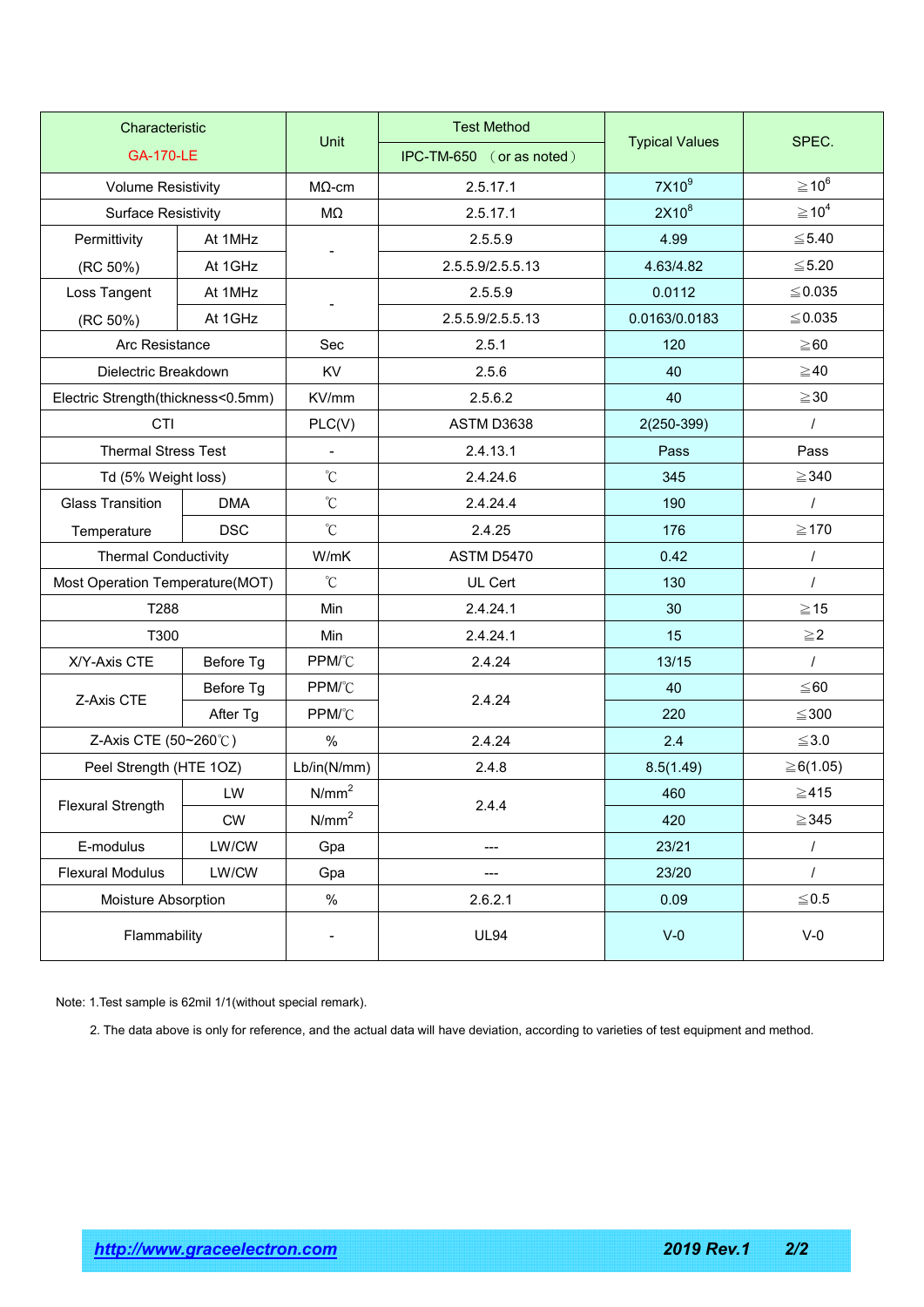| Characteristic<br>GA-170-LE | | Unit | Test Method<br>IPC-TM-650 （or as noted） | Typical Values | SPEC. |
|---|---|---|---|---|---|
| Volume Resistivity | | MΩ-cm | 2.5.17.1 | $7X10^9$ | $\geqq 10^6$ |
| Surface Resistivity | | MΩ | 2.5.17.1 | $2X10^8$ | $\geqq 10^4$ |
| Permittivity (RC 50%) | At 1MHz | - | 2.5.5.9 | 4.99 | ≦5.40 |
| | At 1GHz | | 2.5.5.9/2.5.5.13 | 4.63/4.82 | ≦5.20 |
| Loss Tangent (RC 50%) | At 1MHz | - | 2.5.5.9 | 0.0112 | ≦0.035 |
| | At 1GHz | | 2.5.5.9/2.5.5.13 | 0.0163/0.0183 | ≦0.035 |
| Arc Resistance | | Sec | 2.5.1 | 120 | ≧60 |
| Dielectric Breakdown | | KV | 2.5.6 | 40 | ≧40 |
| Electric Strength(thickness<0.5mm) | | KV/mm | 2.5.6.2 | 40 | ≧30 |
| CTI | | PLC(V) | ASTM D3638 | 2(250-399) | / |
| Thermal Stress Test | | - | 2.4.13.1 | Pass | Pass |
| Td (5% Weight loss) | | ℃ | 2.4.24.6 | 345 | ≧340 |
| Glass Transition Temperature | DMA | ℃ | 2.4.24.4 | 190 | / |
| | DSC | ℃ | 2.4.25 | 176 | ≧170 |
| Thermal Conductivity | | W/mK | ASTM D5470 | 0.42 | / |
| Most Operation Temperature(MOT) | | ℃ | UL Cert | 130 | / |
| T288 | | Min | 2.4.24.1 | 30 | ≧15 |
| T300 | | Min | 2.4.24.1 | 15 | ≧2 |
| X/Y-Axis CTE | Before Tg | PPM/℃ | 2.4.24 | 13/15 | / |
| Z-Axis CTE | Before Tg | PPM/℃ | 2.4.24 | 40 | ≦60 |
| | After Tg | PPM/℃ | | 220 | ≦300 |
| Z-Axis CTE (50~260℃) | | % | 2.4.24 | 2.4 | ≦3.0 |
| Peel Strength (HTE 1OZ) | | Lb/in(N/mm) | 2.4.8 | 8.5(1.49) | ≧6(1.05) |
| Flexural Strength | LW | $N/mm^2$ | 2.4.4 | 460 | ≧415 |
| | CW | $N/mm^2$ | | 420 | ≧345 |
| E-modulus | LW/CW | Gpa | --- | 23/21 | / |
| Flexural Modulus | LW/CW | Gpa | --- | 23/20 | / |
| Moisture Absorption | | % | 2.6.2.1 | 0.09 | ≦0.5 |
| Flammability | | - | UL94 | V-0 | V-0 |

Note: 1.Test sample is 62mil 1/1(without special remark).

2. The data above is only for reference, and the actual data will have deviation, according to varieties of test equipment and method.

***[http://www.graceelectron.com](http://www.graceelectron.com)*** **2019 Rev.1**